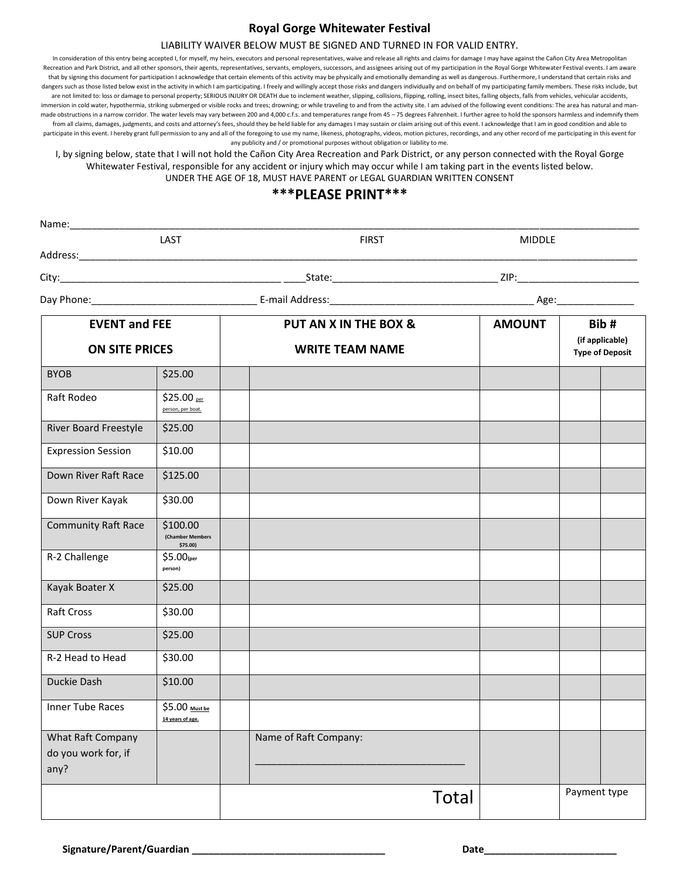# Royal Gorge Whitewater Festival

LIABILITY WAIVER BELOW MUST BE SIGNED AND TURNED IN FOR VALID ENTRY.

In consideration of this entry being accepted I, for myself, my heirs, executors and personal representatives, waive and release all rights and claims for damage I may have against the Cañon City Area Metropolitan Recreation and Park District, and all other sponsors, their agents, representatives, servants, employers, successors, and assignees arising out of my participation in the Royal Gorge Whitewater Festival events. I am aware that by signing this document for participation I acknowledge that certain elements of this activity may be physically and emotionally demanding as well as dangerous. Furthermore, I understand that certain risks and dangers such as those listed below exist in the activity in which I am participating. I freely and willingly accept those risks and dangers individually and on behalf of my participating family members. These risks include, but are not limited to: loss or damage to personal property; SERIOUS INJURY OR DEATH due to inclement weather, slipping, collisions, flipping, rolling, insect bites, falling objects, falls from vehicles, vehicular accidents, immersion in cold water, hypothermia, striking submerged or visible rocks and trees; drowning; or while traveling to and from the activity site. I am advised of the following event conditions: The area has natural and man-made obstructions in a narrow corridor. The water levels may vary between 200 and 4,000 c.f.s. and temperatures range from 45 – 75 degrees Fahrenheit. I further agree to hold the sponsors harmless and indemnify them from all claims, damages, judgments, and costs and attorney's fees, should they be held liable for any damages I may sustain or claim arising out of this event. I acknowledge that I am in good condition and able to participate in this event. I hereby grant full permission to any and all of the foregoing to use my name, likeness, photographs, videos, motion pictures, recordings, and any other record of me participating in this event for any publicity and / or promotional purposes without obligation or liability to me.

I, by signing below, state that I will not hold the Cañon City Area Recreation and Park District, or any person connected with the Royal Gorge Whitewater Festival, responsible for any accident or injury which may occur while I am taking part in the events listed below.

UNDER THE AGE OF 18, MUST HAVE PARENT or LEGAL GUARDIAN WRITTEN CONSENT

## ***PLEASE PRINT***

Name:______________________________________________________________________________
LAST FIRST MIDDLE

Address:____________________________________________________________________________

City:_______________________________________ ____State:______________________________ ZIP:______________________

Day Phone:______________________________ E-mail Address:_____________________________________ Age:_____________

| EVENT and FEE ON SITE PRICES | | PUT AN X IN THE BOX & WRITE TEAM NAME | | AMOUNT | Bib # (if applicable) Type of Deposit | |
|---|---|---|---|---|---|---|
| BYOB | $25.00 | | | | | |
| Raft Rodeo | $25.00 per person, per boat. | | | | | |
| River Board Freestyle | $25.00 | | | | | |
| Expression Session | $10.00 | | | | | |
| Down River Raft Race | $125.00 | | | | | |
| Down River Kayak | $30.00 | | | | | |
| Community Raft Race | $100.00 (Chamber Members $75.00) | | | | | |
| R-2 Challenge | $5.00(per person) | | | | | |
| Kayak Boater X | $25.00 | | | | | |
| Raft Cross | $30.00 | | | | | |
| SUP Cross | $25.00 | | | | | |
| R-2 Head to Head | $30.00 | | | | | |
| Duckie Dash | $10.00 | | | | | |
| Inner Tube Races | $5.00 Must be 14 years of age. | | | | | |
| What Raft Company do you work for, if any? | | | Name of Raft Company: ____________________________________ | | | |
| | | Total | | | Payment type | |

**Signature/Parent/Guardian** ___________________________________ **Date**________________________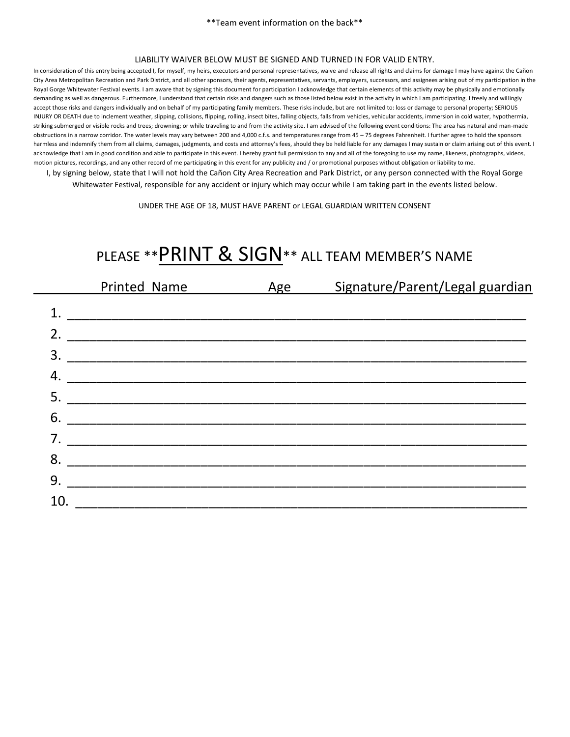**Team event information on the back**

LIABILITY WAIVER BELOW MUST BE SIGNED AND TURNED IN FOR VALID ENTRY.

In consideration of this entry being accepted I, for myself, my heirs, executors and personal representatives, waive and release all rights and claims for damage I may have against the Cañon City Area Metropolitan Recreation and Park District, and all other sponsors, their agents, representatives, servants, employers, successors, and assignees arising out of my participation in the Royal Gorge Whitewater Festival events. I am aware that by signing this document for participation I acknowledge that certain elements of this activity may be physically and emotionally demanding as well as dangerous. Furthermore, I understand that certain risks and dangers such as those listed below exist in the activity in which I am participating. I freely and willingly accept those risks and dangers individually and on behalf of my participating family members. These risks include, but are not limited to: loss or damage to personal property; SERIOUS INJURY OR DEATH due to inclement weather, slipping, collisions, flipping, rolling, insect bites, falling objects, falls from vehicles, vehicular accidents, immersion in cold water, hypothermia, striking submerged or visible rocks and trees; drowning; or while traveling to and from the activity site. I am advised of the following event conditions: The area has natural and man-made obstructions in a narrow corridor. The water levels may vary between 200 and 4,000 c.f.s. and temperatures range from 45 – 75 degrees Fahrenheit. I further agree to hold the sponsors harmless and indemnify them from all claims, damages, judgments, and costs and attorney's fees, should they be held liable for any damages I may sustain or claim arising out of this event. I acknowledge that I am in good condition and able to participate in this event. I hereby grant full permission to any and all of the foregoing to use my name, likeness, photographs, videos, motion pictures, recordings, and any other record of me participating in this event for any publicity and / or promotional purposes without obligation or liability to me.

I, by signing below, state that I will not hold the Cañon City Area Recreation and Park District, or any person connected with the Royal Gorge Whitewater Festival, responsible for any accident or injury which may occur while I am taking part in the events listed below.

UNDER THE AGE OF 18, MUST HAVE PARENT or LEGAL GUARDIAN WRITTEN CONSENT

## PLEASE **PRINT & SIGN** ALL TEAM MEMBER'S NAME

| | Printed Name | Age | Signature/Parent/Legal guardian |
|---|---|---|---|
| 1. | | | |
| 2. | | | |
| 3. | | | |
| 4. | | | |
| 5. | | | |
| 6. | | | |
| 7. | | | |
| 8. | | | |
| 9. | | | |
| 10. | | | |